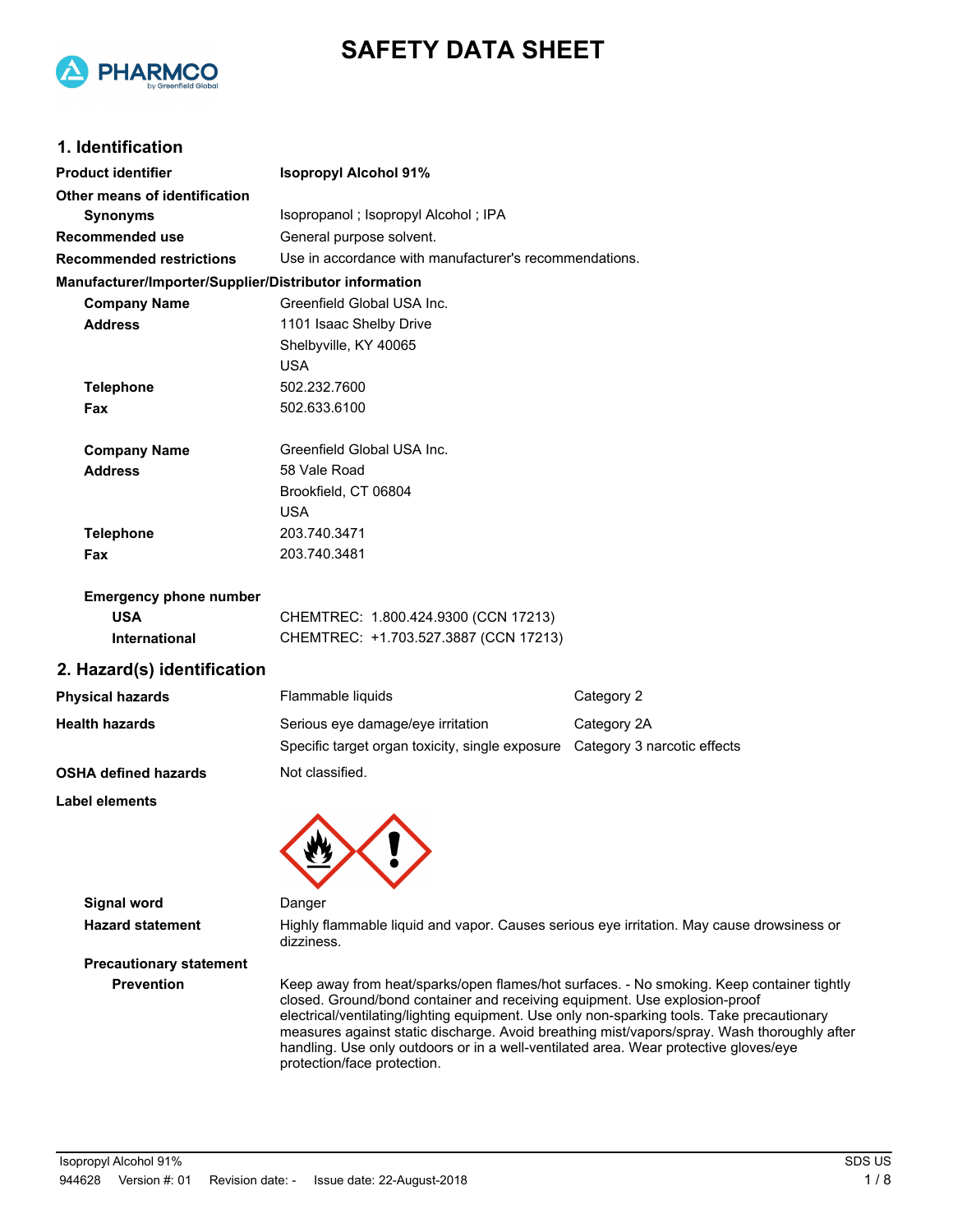# SAFETY DATA SHEET

PHARMCO by Greenfield Global

## 1. Identification

| | |
|---|---|
| **Product identifier** | **Isopropyl Alcohol 91%** |
| **Other means of identification** | |
| **Synonyms** | Isopropanol ; Isopropyl Alcohol ; IPA |
| **Recommended use** | General purpose solvent. |
| **Recommended restrictions** | Use in accordance with manufacturer's recommendations. |

**Manufacturer/Importer/Supplier/Distributor information**

| | |
|---|---|
| **Company Name** | Greenfield Global USA Inc. |
| **Address** | 1101 Isaac Shelby Drive<br>Shelbyville, KY 40065<br>USA |
| **Telephone** | 502.232.7600 |
| **Fax** | 502.633.6100 |
| **Company Name** | Greenfield Global USA Inc. |
| **Address** | 58 Vale Road<br>Brookfield, CT 06804<br>USA |
| **Telephone** | 203.740.3471 |
| **Fax** | 203.740.3481 |

**Emergency phone number**

| | |
|---|---|
| **USA** | CHEMTREC: 1.800.424.9300 (CCN 17213) |
| **International** | CHEMTREC: +1.703.527.3887 (CCN 17213) |

## 2. Hazard(s) identification

| | | |
|---|---|---|
| **Physical hazards** | Flammable liquids | Category 2 |
| **Health hazards** | Serious eye damage/eye irritation | Category 2A |
| | Specific target organ toxicity, single exposure | Category 3 narcotic effects |
| **OSHA defined hazards** | Not classified. | |

**Label elements**

**Signal word** Danger

**Hazard statement** Highly flammable liquid and vapor. Causes serious eye irritation. May cause drowsiness or dizziness.

**Precautionary statement**

**Prevention** Keep away from heat/sparks/open flames/hot surfaces. - No smoking. Keep container tightly closed. Ground/bond container and receiving equipment. Use explosion-proof electrical/ventilating/lighting equipment. Use only non-sparking tools. Take precautionary measures against static discharge. Avoid breathing mist/vapors/spray. Wash thoroughly after handling. Use only outdoors or in a well-ventilated area. Wear protective gloves/eye protection/face protection.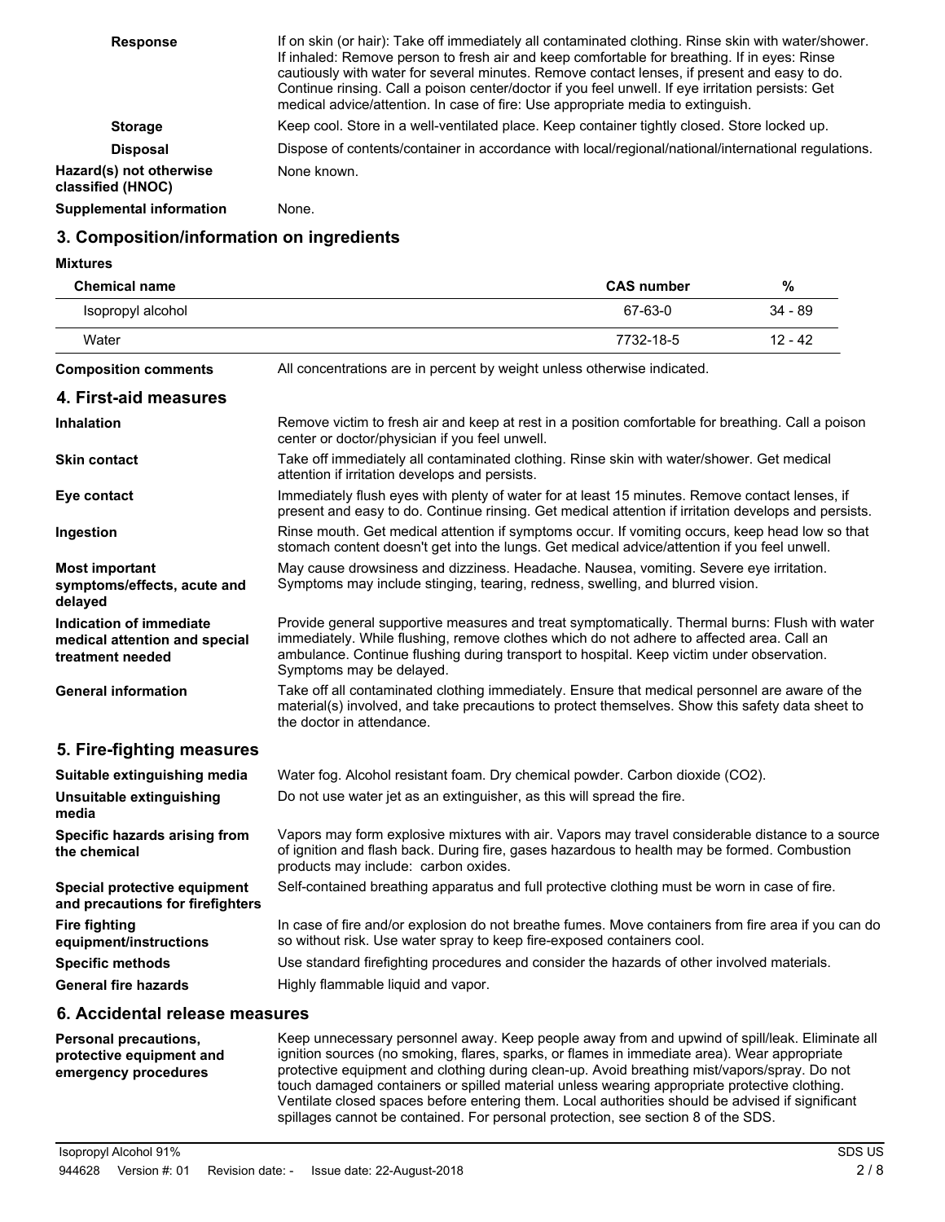| | |
|---|---|
| **Response** | If on skin (or hair): Take off immediately all contaminated clothing. Rinse skin with water/shower. If inhaled: Remove person to fresh air and keep comfortable for breathing. If in eyes: Rinse cautiously with water for several minutes. Remove contact lenses, if present and easy to do. Continue rinsing. Call a poison center/doctor if you feel unwell. If eye irritation persists: Get medical advice/attention. In case of fire: Use appropriate media to extinguish. |
| **Storage** | Keep cool. Store in a well-ventilated place. Keep container tightly closed. Store locked up. |
| **Disposal** | Dispose of contents/container in accordance with local/regional/national/international regulations. |
| **Hazard(s) not otherwise classified (HNOC)** | None known. |
| **Supplemental information** | None. |

## 3. Composition/information on ingredients

**Mixtures**

| Chemical name | CAS number | % |
|---|---|---|
| Isopropyl alcohol | 67-63-0 | 34 - 89 |
| Water | 7732-18-5 | 12 - 42 |

**Composition comments** All concentrations are in percent by weight unless otherwise indicated.

## 4. First-aid measures

| | |
|---|---|
| **Inhalation** | Remove victim to fresh air and keep at rest in a position comfortable for breathing. Call a poison center or doctor/physician if you feel unwell. |
| **Skin contact** | Take off immediately all contaminated clothing. Rinse skin with water/shower. Get medical attention if irritation develops and persists. |
| **Eye contact** | Immediately flush eyes with plenty of water for at least 15 minutes. Remove contact lenses, if present and easy to do. Continue rinsing. Get medical attention if irritation develops and persists. |
| **Ingestion** | Rinse mouth. Get medical attention if symptoms occur. If vomiting occurs, keep head low so that stomach content doesn't get into the lungs. Get medical advice/attention if you feel unwell. |
| **Most important symptoms/effects, acute and delayed** | May cause drowsiness and dizziness. Headache. Nausea, vomiting. Severe eye irritation. Symptoms may include stinging, tearing, redness, swelling, and blurred vision. |
| **Indication of immediate medical attention and special treatment needed** | Provide general supportive measures and treat symptomatically. Thermal burns: Flush with water immediately. While flushing, remove clothes which do not adhere to affected area. Call an ambulance. Continue flushing during transport to hospital. Keep victim under observation. Symptoms may be delayed. |
| **General information** | Take off all contaminated clothing immediately. Ensure that medical personnel are aware of the material(s) involved, and take precautions to protect themselves. Show this safety data sheet to the doctor in attendance. |

## 5. Fire-fighting measures

| | |
|---|---|
| **Suitable extinguishing media** | Water fog. Alcohol resistant foam. Dry chemical powder. Carbon dioxide ($CO_2$). |
| **Unsuitable extinguishing media** | Do not use water jet as an extinguisher, as this will spread the fire. |
| **Specific hazards arising from the chemical** | Vapors may form explosive mixtures with air. Vapors may travel considerable distance to a source of ignition and flash back. During fire, gases hazardous to health may be formed. Combustion products may include: carbon oxides. |
| **Special protective equipment and precautions for firefighters** | Self-contained breathing apparatus and full protective clothing must be worn in case of fire. |
| **Fire fighting equipment/instructions** | In case of fire and/or explosion do not breathe fumes. Move containers from fire area if you can do so without risk. Use water spray to keep fire-exposed containers cool. |
| **Specific methods** | Use standard firefighting procedures and consider the hazards of other involved materials. |
| **General fire hazards** | Highly flammable liquid and vapor. |

## 6. Accidental release measures

| | |
|---|---|
| **Personal precautions, protective equipment and emergency procedures** | Keep unnecessary personnel away. Keep people away from and upwind of spill/leak. Eliminate all ignition sources (no smoking, flares, sparks, or flames in immediate area). Wear appropriate protective equipment and clothing during clean-up. Avoid breathing mist/vapors/spray. Do not touch damaged containers or spilled material unless wearing appropriate protective clothing. Ventilate closed spaces before entering them. Local authorities should be advised if significant spillages cannot be contained. For personal protection, see section 8 of the SDS. |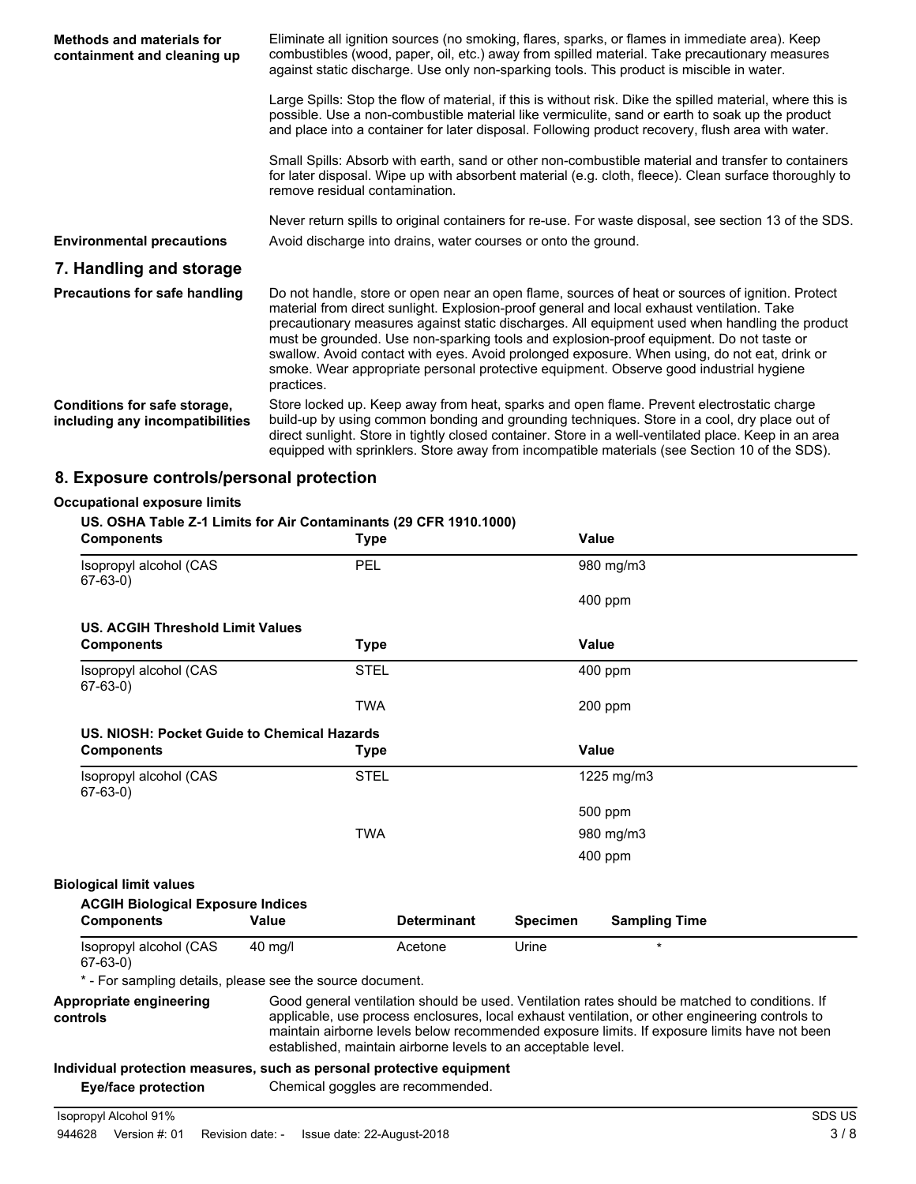**Methods and materials for containment and cleaning up**

Eliminate all ignition sources (no smoking, flares, sparks, or flames in immediate area). Keep combustibles (wood, paper, oil, etc.) away from spilled material. Take precautionary measures against static discharge. Use only non-sparking tools. This product is miscible in water.

Large Spills: Stop the flow of material, if this is without risk. Dike the spilled material, where this is possible. Use a non-combustible material like vermiculite, sand or earth to soak up the product and place into a container for later disposal. Following product recovery, flush area with water.

Small Spills: Absorb with earth, sand or other non-combustible material and transfer to containers for later disposal. Wipe up with absorbent material (e.g. cloth, fleece). Clean surface thoroughly to remove residual contamination.

Never return spills to original containers for re-use. For waste disposal, see section 13 of the SDS.

**Environmental precautions**

Avoid discharge into drains, water courses or onto the ground.

## 7. Handling and storage

**Precautions for safe handling**

Do not handle, store or open near an open flame, sources of heat or sources of ignition. Protect material from direct sunlight. Explosion-proof general and local exhaust ventilation. Take precautionary measures against static discharges. All equipment used when handling the product must be grounded. Use non-sparking tools and explosion-proof equipment. Do not taste or swallow. Avoid contact with eyes. Avoid prolonged exposure. When using, do not eat, drink or smoke. Wear appropriate personal protective equipment. Observe good industrial hygiene practices.

**Conditions for safe storage, including any incompatibilities**

Store locked up. Keep away from heat, sparks and open flame. Prevent electrostatic charge build-up by using common bonding and grounding techniques. Store in a cool, dry place out of direct sunlight. Store in tightly closed container. Store in a well-ventilated place. Keep in an area equipped with sprinklers. Store away from incompatible materials (see Section 10 of the SDS).

## 8. Exposure controls/personal protection

**Occupational exposure limits**

**US. OSHA Table Z-1 Limits for Air Contaminants (29 CFR 1910.1000)**

| Components | Type | Value |
|---|---|---|
| Isopropyl alcohol (CAS 67-63-0) | PEL | 980 mg/m3 |
| | | 400 ppm |

**US. ACGIH Threshold Limit Values**

| Components | Type | Value |
|---|---|---|
| Isopropyl alcohol (CAS 67-63-0) | STEL | 400 ppm |
| | TWA | 200 ppm |

**US. NIOSH: Pocket Guide to Chemical Hazards**

| Components | Type | Value |
|---|---|---|
| Isopropyl alcohol (CAS 67-63-0) | STEL | 1225 mg/m3 |
| | | 500 ppm |
| | TWA | 980 mg/m3 |
| | | 400 ppm |

**Biological limit values**

**ACGIH Biological Exposure Indices**

| Components | Value | Determinant | Specimen | Sampling Time |
|---|---|---|---|---|
| Isopropyl alcohol (CAS 67-63-0) | 40 mg/l | Acetone | Urine | * |

\* - For sampling details, please see the source document.

**Appropriate engineering controls**

Good general ventilation should be used. Ventilation rates should be matched to conditions. If applicable, use process enclosures, local exhaust ventilation, or other engineering controls to maintain airborne levels below recommended exposure limits. If exposure limits have not been established, maintain airborne levels to an acceptable level.

**Individual protection measures, such as personal protective equipment**

**Eye/face protection**

Chemical goggles are recommended.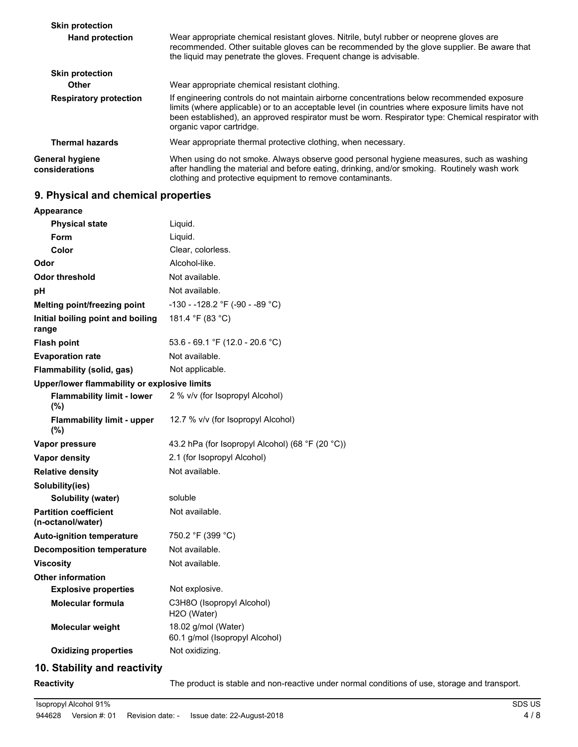| | |
|---|---|
| **Skin protection** | |
| **Hand protection** | Wear appropriate chemical resistant gloves. Nitrile, butyl rubber or neoprene gloves are recommended. Other suitable gloves can be recommended by the glove supplier. Be aware that the liquid may penetrate the gloves. Frequent change is advisable. |
| **Skin protection** | |
| **Other** | Wear appropriate chemical resistant clothing. |
| **Respiratory protection** | If engineering controls do not maintain airborne concentrations below recommended exposure limits (where applicable) or to an acceptable level (in countries where exposure limits have not been established), an approved respirator must be worn. Respirator type: Chemical respirator with organic vapor cartridge. |
| **Thermal hazards** | Wear appropriate thermal protective clothing, when necessary. |
| **General hygiene considerations** | When using do not smoke. Always observe good personal hygiene measures, such as washing after handling the material and before eating, drinking, and/or smoking. Routinely wash work clothing and protective equipment to remove contaminants. |

## 9. Physical and chemical properties

| | |
|---|---|
| **Appearance** | |
| **Physical state** | Liquid. |
| **Form** | Liquid. |
| **Color** | Clear, colorless. |
| **Odor** | Alcohol-like. |
| **Odor threshold** | Not available. |
| **pH** | Not available. |
| **Melting point/freezing point** | -130 - -128.2 °F (-90 - -89 °C) |
| **Initial boiling point and boiling range** | 181.4 °F (83 °C) |
| **Flash point** | 53.6 - 69.1 °F (12.0 - 20.6 °C) |
| **Evaporation rate** | Not available. |
| **Flammability (solid, gas)** | Not applicable. |
| **Upper/lower flammability or explosive limits** | |
| **Flammability limit - lower (%)** | 2 % v/v (for Isopropyl Alcohol) |
| **Flammability limit - upper (%)** | 12.7 % v/v (for Isopropyl Alcohol) |
| **Vapor pressure** | 43.2 hPa (for Isopropyl Alcohol) (68 °F (20 °C)) |
| **Vapor density** | 2.1 (for Isopropyl Alcohol) |
| **Relative density** | Not available. |
| **Solubility(ies)** | |
| **Solubility (water)** | soluble |
| **Partition coefficient (n-octanol/water)** | Not available. |
| **Auto-ignition temperature** | 750.2 °F (399 °C) |
| **Decomposition temperature** | Not available. |
| **Viscosity** | Not available. |
| **Other information** | |
| **Explosive properties** | Not explosive. |
| **Molecular formula** | $C_3H_8O$ (Isopropyl Alcohol)<br>$H_2O$ (Water) |
| **Molecular weight** | 18.02 g/mol (Water)<br>60.1 g/mol (Isopropyl Alcohol) |
| **Oxidizing properties** | Not oxidizing. |

## 10. Stability and reactivity

| | |
|---|---|
| **Reactivity** | The product is stable and non-reactive under normal conditions of use, storage and transport. |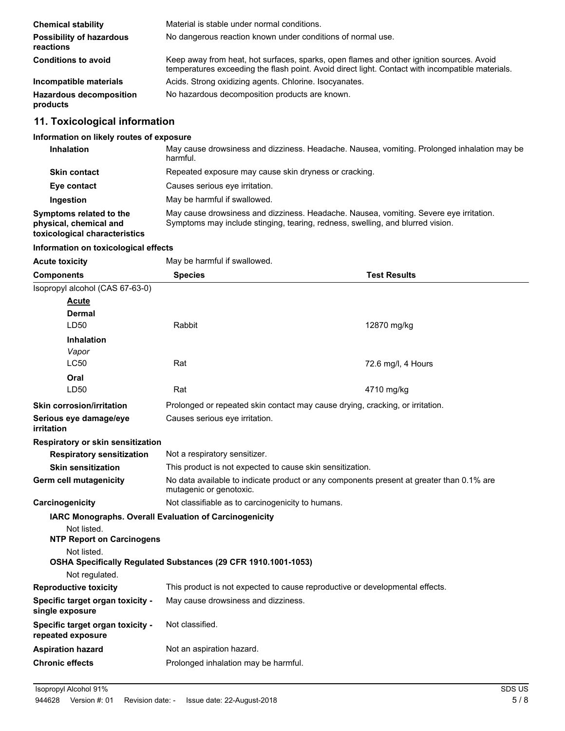| | |
|---|---|
| **Chemical stability** | Material is stable under normal conditions. |
| **Possibility of hazardous reactions** | No dangerous reaction known under conditions of normal use. |
| **Conditions to avoid** | Keep away from heat, hot surfaces, sparks, open flames and other ignition sources. Avoid temperatures exceeding the flash point. Avoid direct light. Contact with incompatible materials. |
| **Incompatible materials** | Acids. Strong oxidizing agents. Chlorine. Isocyanates. |
| **Hazardous decomposition products** | No hazardous decomposition products are known. |

## 11. Toxicological information

### Information on likely routes of exposure

| | |
|---|---|
| **Inhalation** | May cause drowsiness and dizziness. Headache. Nausea, vomiting. Prolonged inhalation may be harmful. |
| **Skin contact** | Repeated exposure may cause skin dryness or cracking. |
| **Eye contact** | Causes serious eye irritation. |
| **Ingestion** | May be harmful if swallowed. |
| **Symptoms related to the physical, chemical and toxicological characteristics** | May cause drowsiness and dizziness. Headache. Nausea, vomiting. Severe eye irritation. Symptoms may include stinging, tearing, redness, swelling, and blurred vision. |

### Information on toxicological effects

**Acute toxicity** May be harmful if swallowed.

| Components | Species | Test Results |
|---|---|---|
| Isopropyl alcohol (CAS 67-63-0) | | |
| **Acute** | | |
| **Dermal** | | |
| LD50 | Rabbit | 12870 mg/kg |
| **Inhalation** | | |
| *Vapor* | | |
| LC50 | Rat | 72.6 mg/l, 4 Hours |
| **Oral** | | |
| LD50 | Rat | 4710 mg/kg |

| | |
|---|---|
| **Skin corrosion/irritation** | Prolonged or repeated skin contact may cause drying, cracking, or irritation. |
| **Serious eye damage/eye irritation** | Causes serious eye irritation. |
| **Respiratory or skin sensitization** | |
| **Respiratory sensitization** | Not a respiratory sensitizer. |
| **Skin sensitization** | This product is not expected to cause skin sensitization. |
| **Germ cell mutagenicity** | No data available to indicate product or any components present at greater than 0.1% are mutagenic or genotoxic. |
| **Carcinogenicity** | Not classifiable as to carcinogenicity to humans. |

**IARC Monographs. Overall Evaluation of Carcinogenicity**

Not listed.

**NTP Report on Carcinogens**

Not listed.

**OSHA Specifically Regulated Substances (29 CFR 1910.1001-1053)**

Not regulated.

| | |
|---|---|
| **Reproductive toxicity** | This product is not expected to cause reproductive or developmental effects. |
| **Specific target organ toxicity - single exposure** | May cause drowsiness and dizziness. |
| **Specific target organ toxicity - repeated exposure** | Not classified. |
| **Aspiration hazard** | Not an aspiration hazard. |
| **Chronic effects** | Prolonged inhalation may be harmful. |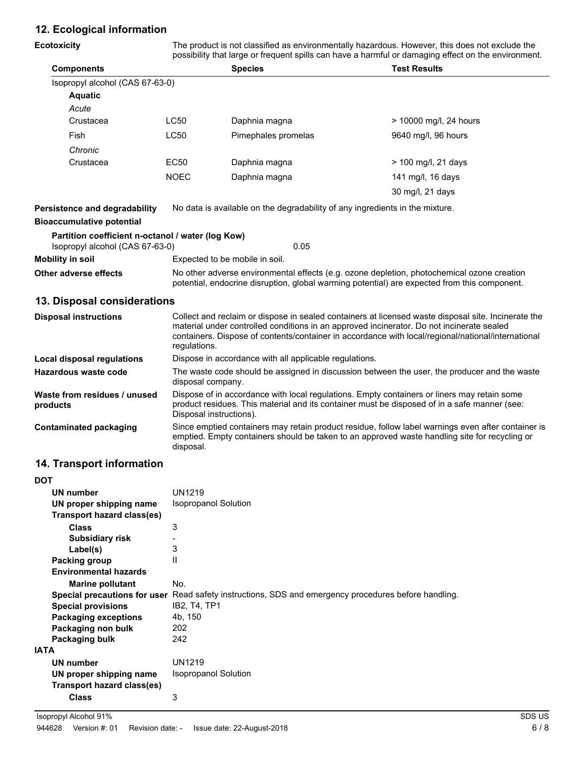## 12. Ecological information

**Ecotoxicity** The product is not classified as environmentally hazardous. However, this does not exclude the possibility that large or frequent spills can have a harmful or damaging effect on the environment.

| Components | | Species | Test Results |
|---|---|---|---|
| Isopropyl alcohol (CAS 67-63-0) | | | |
| **Aquatic** | | | |
| *Acute* | | | |
| Crustacea | LC50 | Daphnia magna | > 10000 mg/l, 24 hours |
| Fish | LC50 | Pimephales promelas | 9640 mg/l, 96 hours |
| *Chronic* | | | |
| Crustacea | EC50 | Daphnia magna | > 100 mg/l, 21 days |
| | NOEC | Daphnia magna | 141 mg/l, 16 days |
| | | | 30 mg/l, 21 days |

**Persistence and degradability** No data is available on the degradability of any ingredients in the mixture.

**Bioaccumulative potential**

**Partition coefficient n-octanol / water (log Kow)**

Isopropyl alcohol (CAS 67-63-0) 0.05

**Mobility in soil** Expected to be mobile in soil.

**Other adverse effects** No other adverse environmental effects (e.g. ozone depletion, photochemical ozone creation potential, endocrine disruption, global warming potential) are expected from this component.

## 13. Disposal considerations

**Disposal instructions** Collect and reclaim or dispose in sealed containers at licensed waste disposal site. Incinerate the material under controlled conditions in an approved incinerator. Do not incinerate sealed containers. Dispose of contents/container in accordance with local/regional/national/international regulations.

**Local disposal regulations** Dispose in accordance with all applicable regulations.

**Hazardous waste code** The waste code should be assigned in discussion between the user, the producer and the waste disposal company.

**Waste from residues / unused products** Dispose of in accordance with local regulations. Empty containers or liners may retain some product residues. This material and its container must be disposed of in a safe manner (see: Disposal instructions).

**Contaminated packaging** Since emptied containers may retain product residue, follow label warnings even after container is emptied. Empty containers should be taken to an approved waste handling site for recycling or disposal.

## 14. Transport information

**DOT**

- **UN number** UN1219
- **UN proper shipping name** Isopropanol Solution
- **Transport hazard class(es)**
  - **Class** 3
  - **Subsidiary risk** -
  - **Label(s)** 3
- **Packing group** II
- **Environmental hazards**
  - **Marine pollutant** No.
- **Special precautions for user** Read safety instructions, SDS and emergency procedures before handling.
- **Special provisions** IB2, T4, TP1
- **Packaging exceptions** 4b, 150
- **Packaging non bulk** 202
- **Packaging bulk** 242

**IATA**

- **UN number** UN1219
- **UN proper shipping name** Isopropanol Solution
- **Transport hazard class(es)**
  - **Class** 3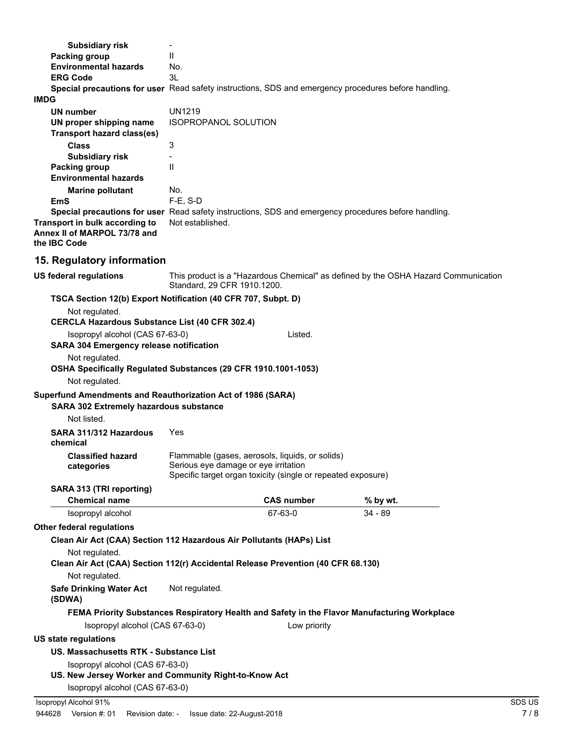**Subsidiary risk** -

**Packing group** II

**Environmental hazards** No.

**ERG Code** 3L

**Special precautions for user** Read safety instructions, SDS and emergency procedures before handling.

**IMDG**

**UN number** UN1219

**UN proper shipping name** ISOPROPANOL SOLUTION

**Transport hazard class(es)**

**Class** 3

**Subsidiary risk** -

**Packing group** II

**Environmental hazards**

**Marine pollutant** No.

**EmS** F-E, S-D

**Special precautions for user** Read safety instructions, SDS and emergency procedures before handling.

**Transport in bulk according to Annex II of MARPOL 73/78 and the IBC Code** Not established.

## 15. Regulatory information

**US federal regulations** This product is a "Hazardous Chemical" as defined by the OSHA Hazard Communication Standard, 29 CFR 1910.1200.

**TSCA Section 12(b) Export Notification (40 CFR 707, Subpt. D)**

Not regulated.

**CERCLA Hazardous Substance List (40 CFR 302.4)**

Isopropyl alcohol (CAS 67-63-0) Listed.

**SARA 304 Emergency release notification**

Not regulated.

**OSHA Specifically Regulated Substances (29 CFR 1910.1001-1053)**

Not regulated.

**Superfund Amendments and Reauthorization Act of 1986 (SARA)**

**SARA 302 Extremely hazardous substance**

Not listed.

**SARA 311/312 Hazardous chemical** Yes

**Classified hazard categories**
Flammable (gases, aerosols, liquids, or solids)
Serious eye damage or eye irritation
Specific target organ toxicity (single or repeated exposure)

**SARA 313 (TRI reporting)**

| Chemical name | CAS number | % by wt. |
| --- | --- | --- |
| Isopropyl alcohol | 67-63-0 | 34 - 89 |

**Other federal regulations**

**Clean Air Act (CAA) Section 112 Hazardous Air Pollutants (HAPs) List**

Not regulated.

**Clean Air Act (CAA) Section 112(r) Accidental Release Prevention (40 CFR 68.130)**

Not regulated.

**Safe Drinking Water Act (SDWA)** Not regulated.

**FEMA Priority Substances Respiratory Health and Safety in the Flavor Manufacturing Workplace**

Isopropyl alcohol (CAS 67-63-0) Low priority

**US state regulations**

**US. Massachusetts RTK - Substance List**

Isopropyl alcohol (CAS 67-63-0)

**US. New Jersey Worker and Community Right-to-Know Act**

Isopropyl alcohol (CAS 67-63-0)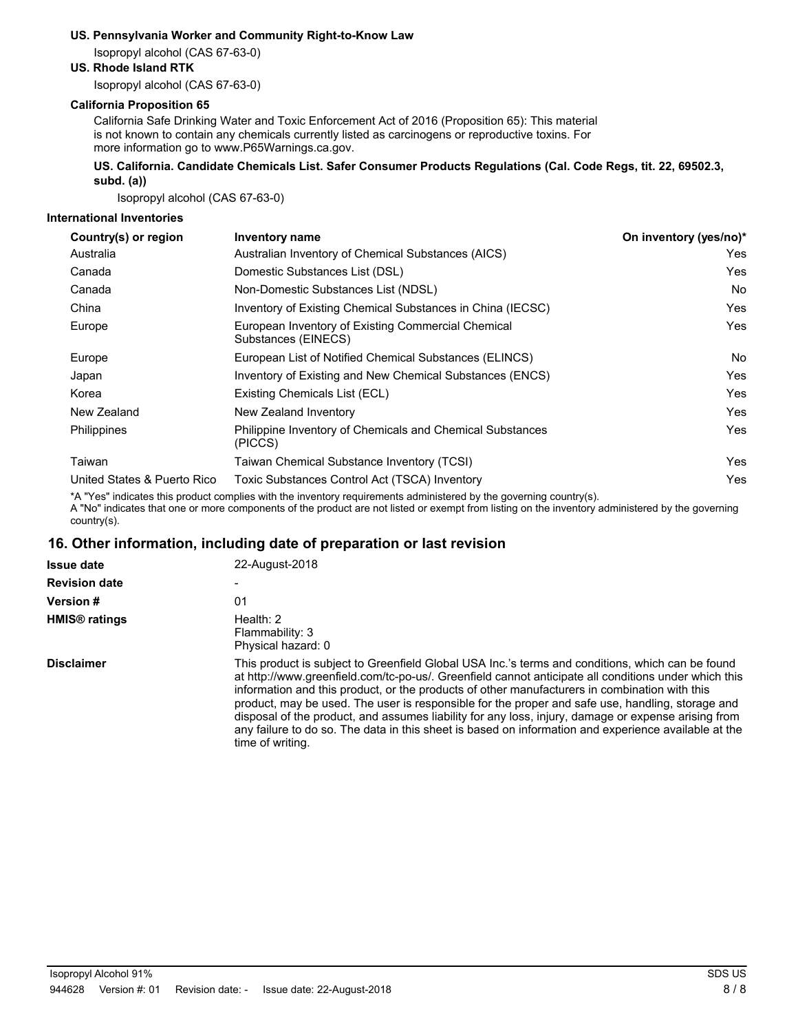**US. Pennsylvania Worker and Community Right-to-Know Law**

Isopropyl alcohol (CAS 67-63-0)

**US. Rhode Island RTK**

Isopropyl alcohol (CAS 67-63-0)

**California Proposition 65**

California Safe Drinking Water and Toxic Enforcement Act of 2016 (Proposition 65): This material is not known to contain any chemicals currently listed as carcinogens or reproductive toxins. For more information go to www.P65Warnings.ca.gov.

**US. California. Candidate Chemicals List. Safer Consumer Products Regulations (Cal. Code Regs, tit. 22, 69502.3, subd. (a))**

Isopropyl alcohol (CAS 67-63-0)

**International Inventories**

| Country(s) or region | Inventory name | On inventory (yes/no)* |
|---|---|---|
| Australia | Australian Inventory of Chemical Substances (AICS) | Yes |
| Canada | Domestic Substances List (DSL) | Yes |
| Canada | Non-Domestic Substances List (NDSL) | No |
| China | Inventory of Existing Chemical Substances in China (IECSC) | Yes |
| Europe | European Inventory of Existing Commercial Chemical Substances (EINECS) | Yes |
| Europe | European List of Notified Chemical Substances (ELINCS) | No |
| Japan | Inventory of Existing and New Chemical Substances (ENCS) | Yes |
| Korea | Existing Chemicals List (ECL) | Yes |
| New Zealand | New Zealand Inventory | Yes |
| Philippines | Philippine Inventory of Chemicals and Chemical Substances (PICCS) | Yes |
| Taiwan | Taiwan Chemical Substance Inventory (TCSI) | Yes |
| United States & Puerto Rico | Toxic Substances Control Act (TSCA) Inventory | Yes |

*A "Yes" indicates this product complies with the inventory requirements administered by the governing country(s).
A "No" indicates that one or more components of the product are not listed or exempt from listing on the inventory administered by the governing country(s).

## 16. Other information, including date of preparation or last revision

| | |
|---|---|
| **Issue date** | 22-August-2018 |
| **Revision date** | - |
| **Version #** | 01 |
| **HMIS® ratings** | Health: 2<br>Flammability: 3<br>Physical hazard: 0 |
| **Disclaimer** | This product is subject to Greenfield Global USA Inc.'s terms and conditions, which can be found at http://www.greenfield.com/tc-po-us/. Greenfield cannot anticipate all conditions under which this information and this product, or the products of other manufacturers in combination with this product, may be used. The user is responsible for the proper and safe use, handling, storage and disposal of the product, and assumes liability for any loss, injury, damage or expense arising from any failure to do so. The data in this sheet is based on information and experience available at the time of writing. |